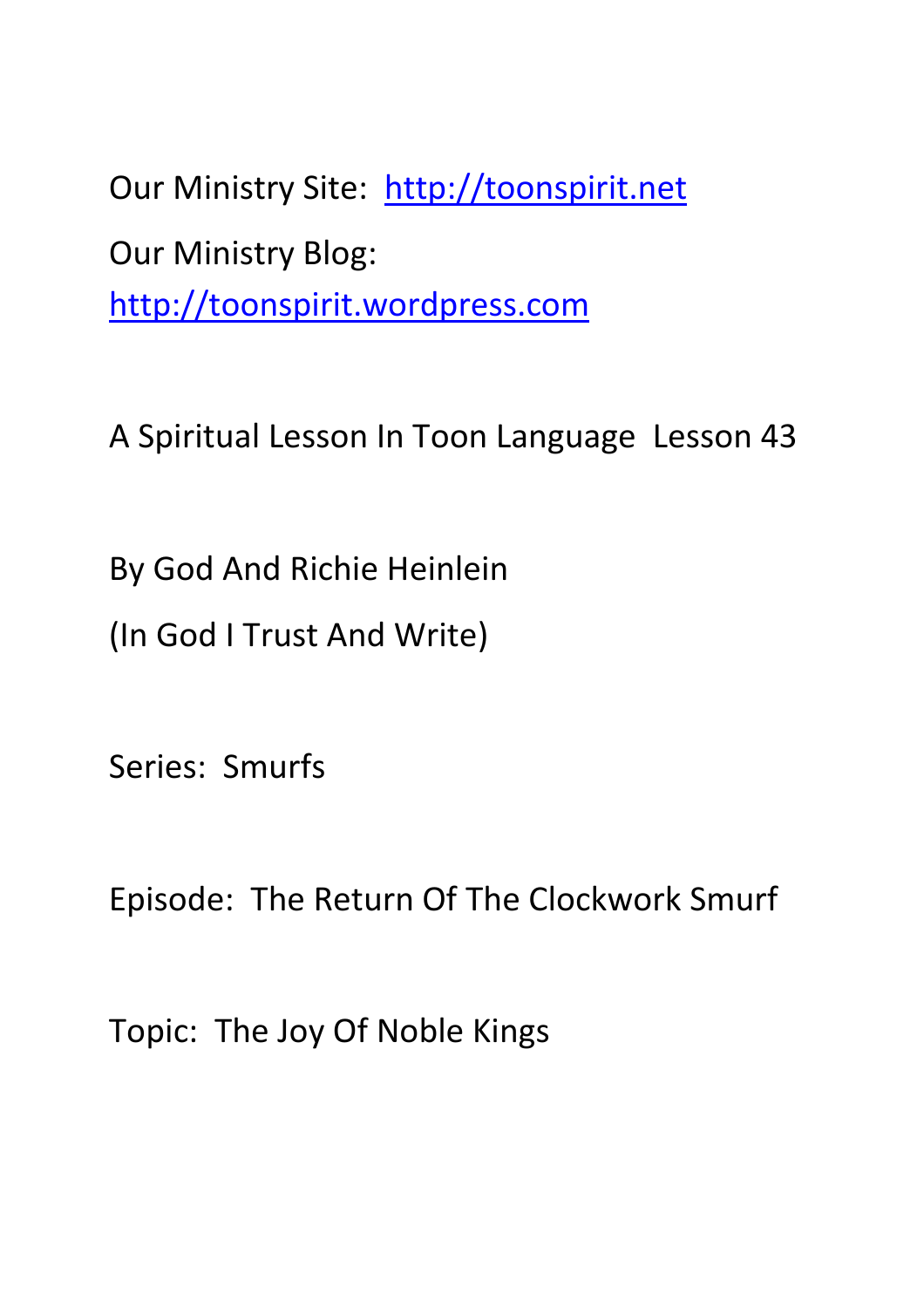Our Ministry Site: http://toonspirit.net

Our Ministry Blog: http://toonspirit.wordpress.com

A Spiritual Lesson In Toon Language Lesson 43

By God And Richie Heinlein

(In God I Trust And Write)

Series: Smurfs

Episode: The Return Of The Clockwork Smurf

Topic: The Joy Of Noble Kings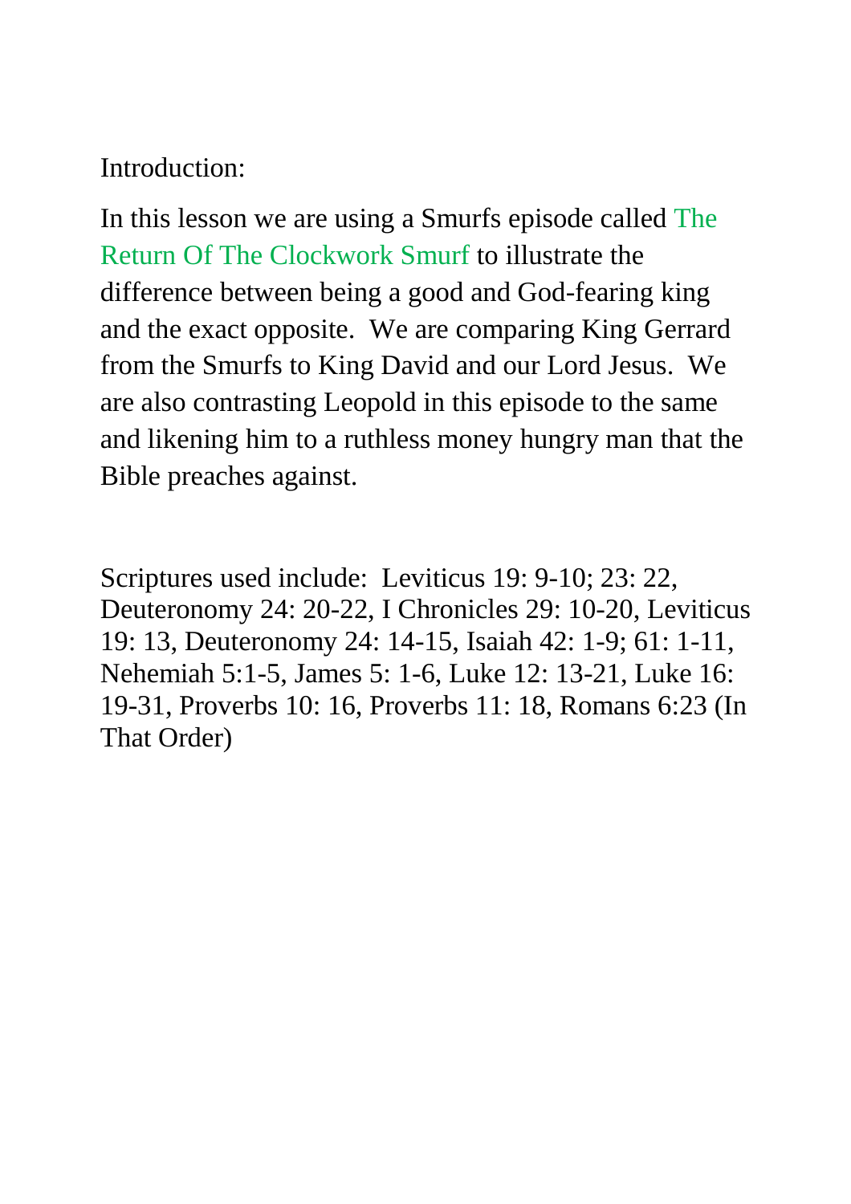Introduction:

In this lesson we are using a Smurfs episode called The Return Of The Clockwork Smurf to illustrate the difference between being a good and God-fearing king and the exact opposite. We are comparing King Gerrard from the Smurfs to King David and our Lord Jesus. We are also contrasting Leopold in this episode to the same and likening him to a ruthless money hungry man that the Bible preaches against.

Scriptures used include: Leviticus 19: 9-10; 23: 22, Deuteronomy 24: 20-22, I Chronicles 29: 10-20, Leviticus 19: 13, Deuteronomy 24: 14-15, Isaiah 42: 1-9; 61: 1-11, Nehemiah 5:1-5, James 5: 1-6, Luke 12: 13-21, Luke 16: 19-31, Proverbs 10: 16, Proverbs 11: 18, Romans 6:23 (In That Order)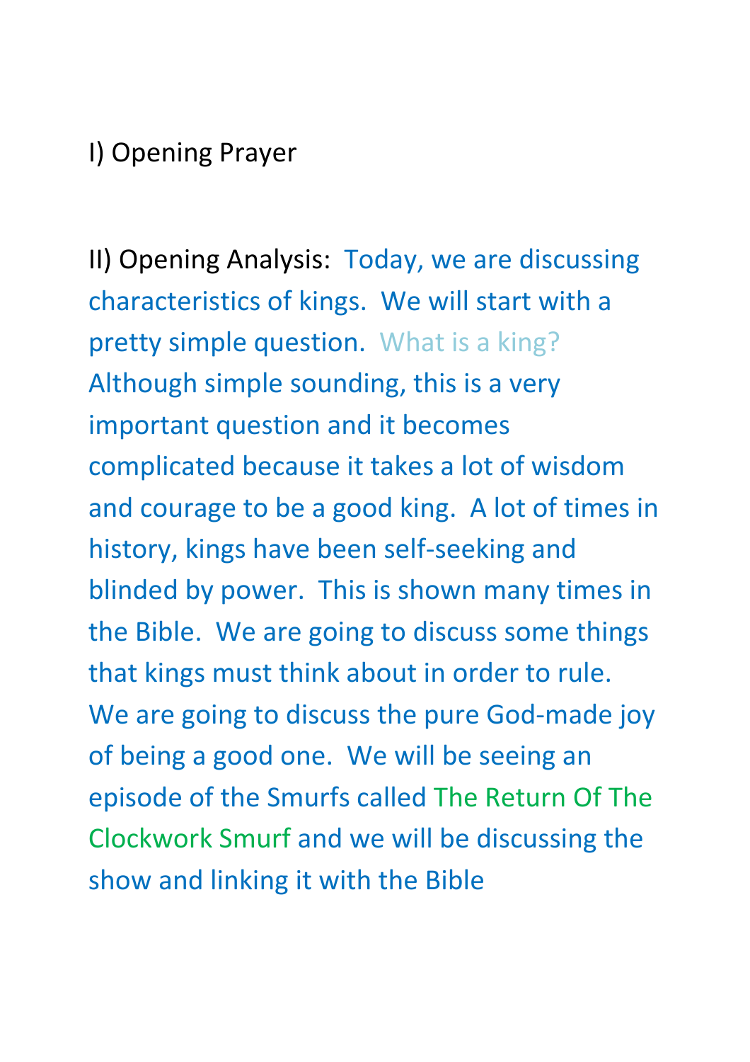I) Opening Prayer

II) Opening Analysis: Today, we are discussing characteristics of kings. We will start with a pretty simple question. What is a king? Although simple sounding, this is a very important question and it becomes complicated because it takes a lot of wisdom and courage to be a good king. A lot of times in history, kings have been self-seeking and blinded by power. This is shown many times in the Bible. We are going to discuss some things that kings must think about in order to rule. We are going to discuss the pure God-made joy of being a good one. We will be seeing an episode of the Smurfs called The Return Of The Clockwork Smurf and we will be discussing the show and linking it with the Bible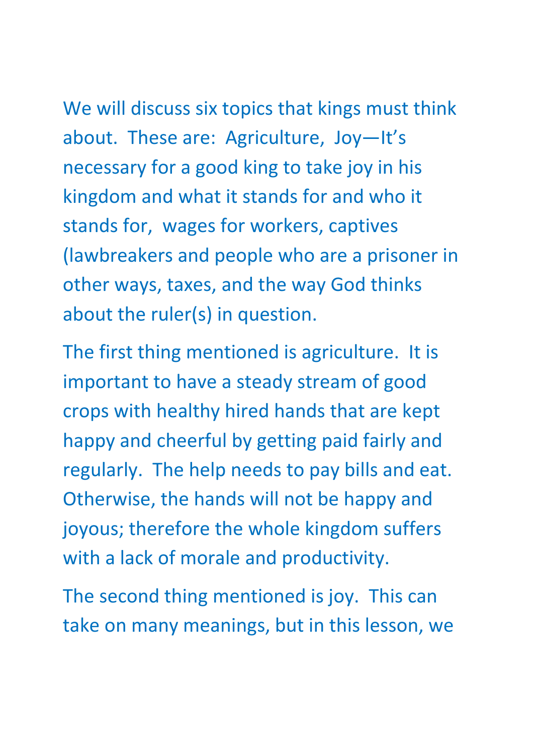We will discuss six topics that kings must think about. These are: Agriculture, Joy—It's necessary for a good king to take joy in his kingdom and what it stands for and who it stands for, wages for workers, captives (lawbreakers and people who are a prisoner in other ways, taxes, and the way God thinks about the ruler(s) in question.

The first thing mentioned is agriculture. It is important to have a steady stream of good crops with healthy hired hands that are kept happy and cheerful by getting paid fairly and regularly. The help needs to pay bills and eat. Otherwise, the hands will not be happy and joyous; therefore the whole kingdom suffers with a lack of morale and productivity.

The second thing mentioned is joy. This can take on many meanings, but in this lesson, we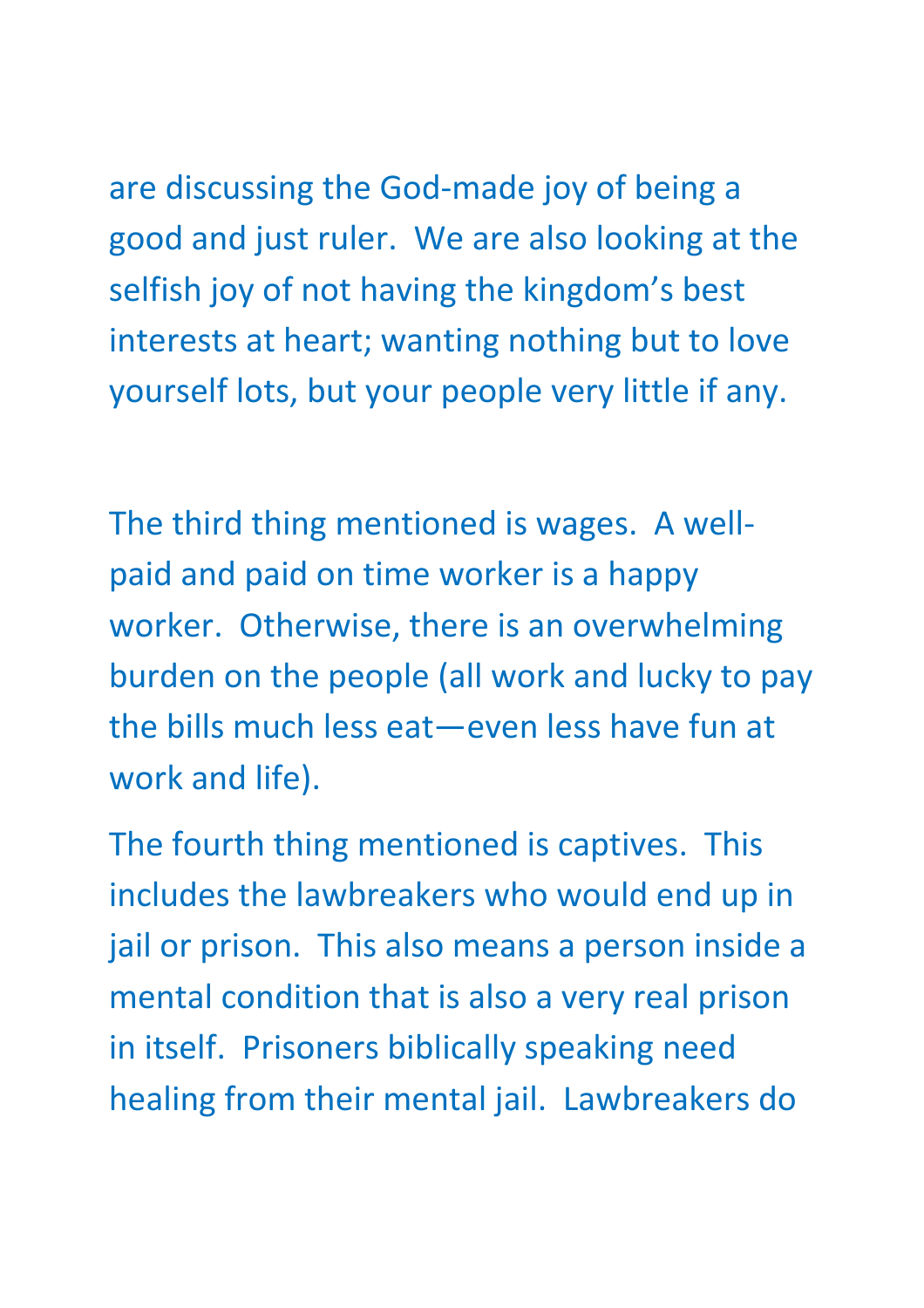are discussing the God-made joy of being a good and just ruler. We are also looking at the selfish joy of not having the kingdom's best interests at heart; wanting nothing but to love yourself lots, but your people very little if any.

The third thing mentioned is wages. A well-paid and paid on time worker is a happy worker. Otherwise, there is an overwhelming burden on the people (all work and lucky to pay the bills much less eat—even less have fun at work and life).

The fourth thing mentioned is captives. This includes the lawbreakers who would end up in jail or prison. This also means a person inside a mental condition that is also a very real prison in itself. Prisoners biblically speaking need healing from their mental jail. Lawbreakers do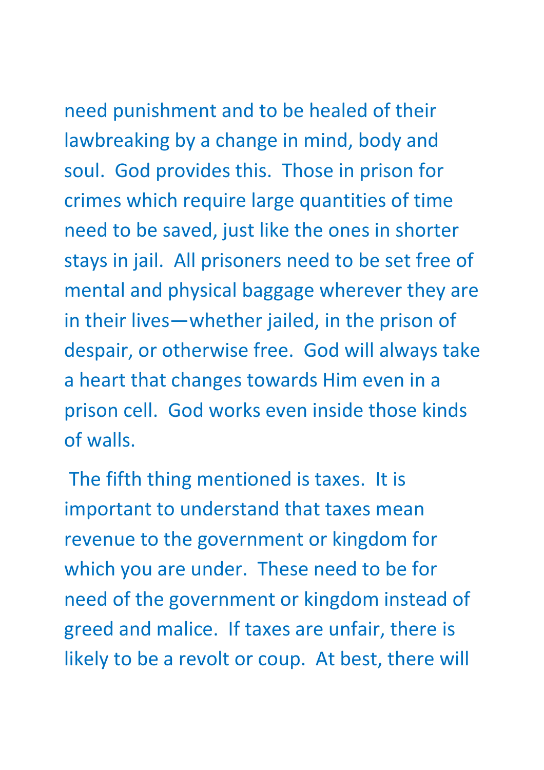need punishment and to be healed of their lawbreaking by a change in mind, body and soul. God provides this. Those in prison for crimes which require large quantities of time need to be saved, just like the ones in shorter stays in jail. All prisoners need to be set free of mental and physical baggage wherever they are in their lives—whether jailed, in the prison of despair, or otherwise free. God will always take a heart that changes towards Him even in a prison cell. God works even inside those kinds of walls.

The fifth thing mentioned is taxes. It is important to understand that taxes mean revenue to the government or kingdom for which you are under. These need to be for need of the government or kingdom instead of greed and malice. If taxes are unfair, there is likely to be a revolt or coup. At best, there will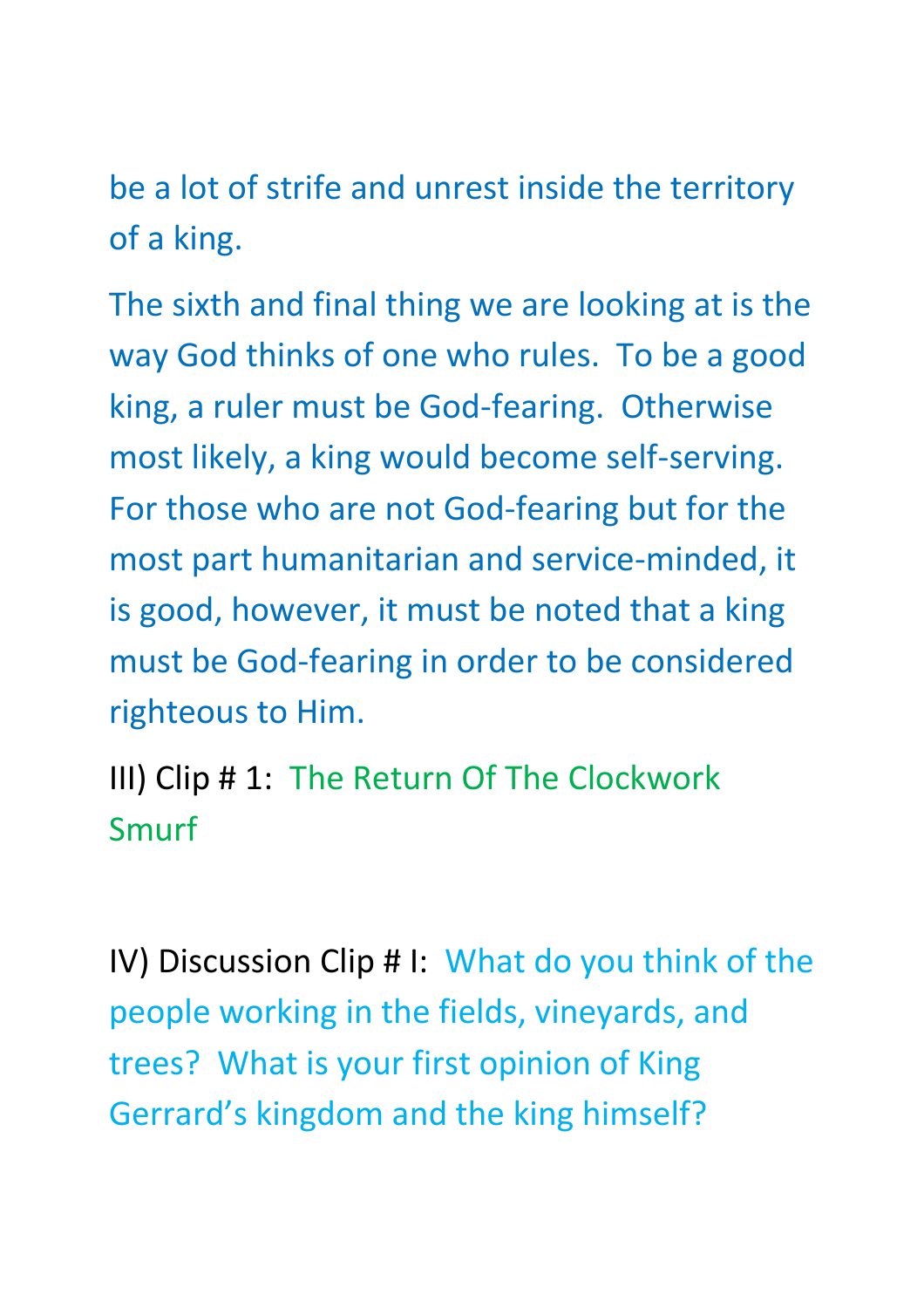be a lot of strife and unrest inside the territory of a king.

The sixth and final thing we are looking at is the way God thinks of one who rules.  To be a good king, a ruler must be God-fearing.  Otherwise most likely, a king would become self-serving.  For those who are not God-fearing but for the most part humanitarian and service-minded, it is good, however, it must be noted that a king must be God-fearing in order to be considered righteous to Him.

III) Clip # 1:  The Return Of The Clockwork Smurf

IV) Discussion Clip # I:  What do you think of the people working in the fields, vineyards, and trees?  What is your first opinion of King Gerrard's kingdom and the king himself?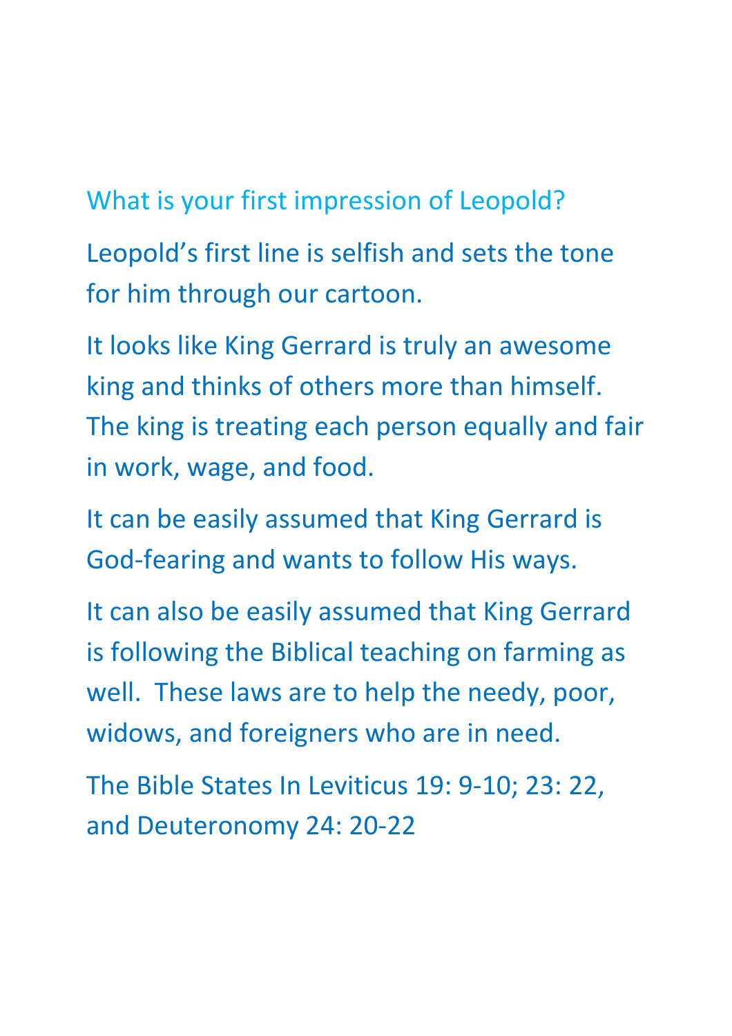## What is your first impression of Leopold?

Leopold's first line is selfish and sets the tone for him through our cartoon.

It looks like King Gerrard is truly an awesome king and thinks of others more than himself. The king is treating each person equally and fair in work, wage, and food.

It can be easily assumed that King Gerrard is God-fearing and wants to follow His ways.

It can also be easily assumed that King Gerrard is following the Biblical teaching on farming as well. These laws are to help the needy, poor, widows, and foreigners who are in need.

The Bible States In Leviticus 19: 9-10; 23: 22, and Deuteronomy 24: 20-22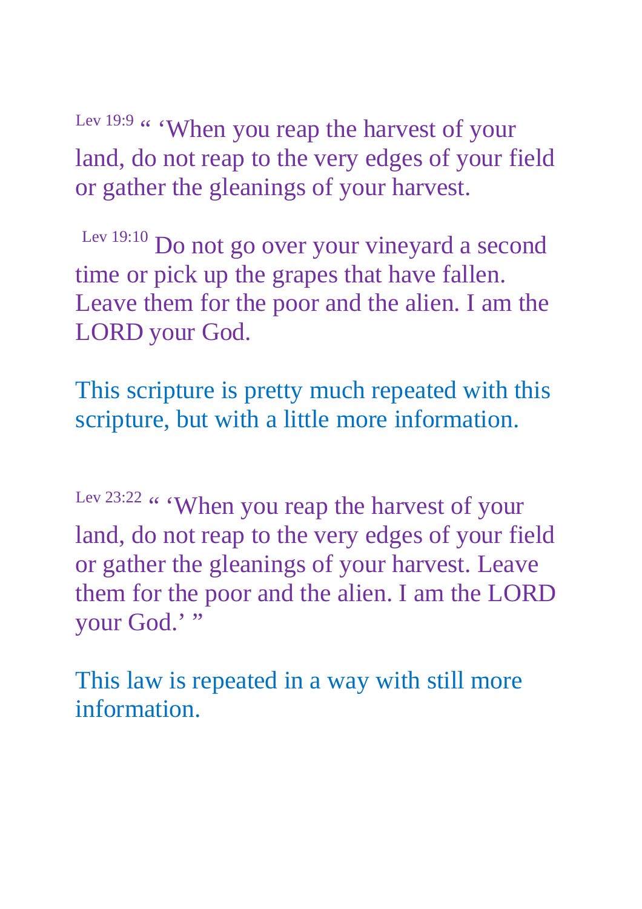Lev 19:9 “ ‘When you reap the harvest of your land, do not reap to the very edges of your field or gather the gleanings of your harvest.

Lev 19:10 Do not go over your vineyard a second time or pick up the grapes that have fallen. Leave them for the poor and the alien. I am the LORD your God.

This scripture is pretty much repeated with this scripture, but with a little more information.

Lev 23:22 “ ‘When you reap the harvest of your land, do not reap to the very edges of your field or gather the gleanings of your harvest. Leave them for the poor and the alien. I am the LORD your God.’ ”

This law is repeated in a way with still more information.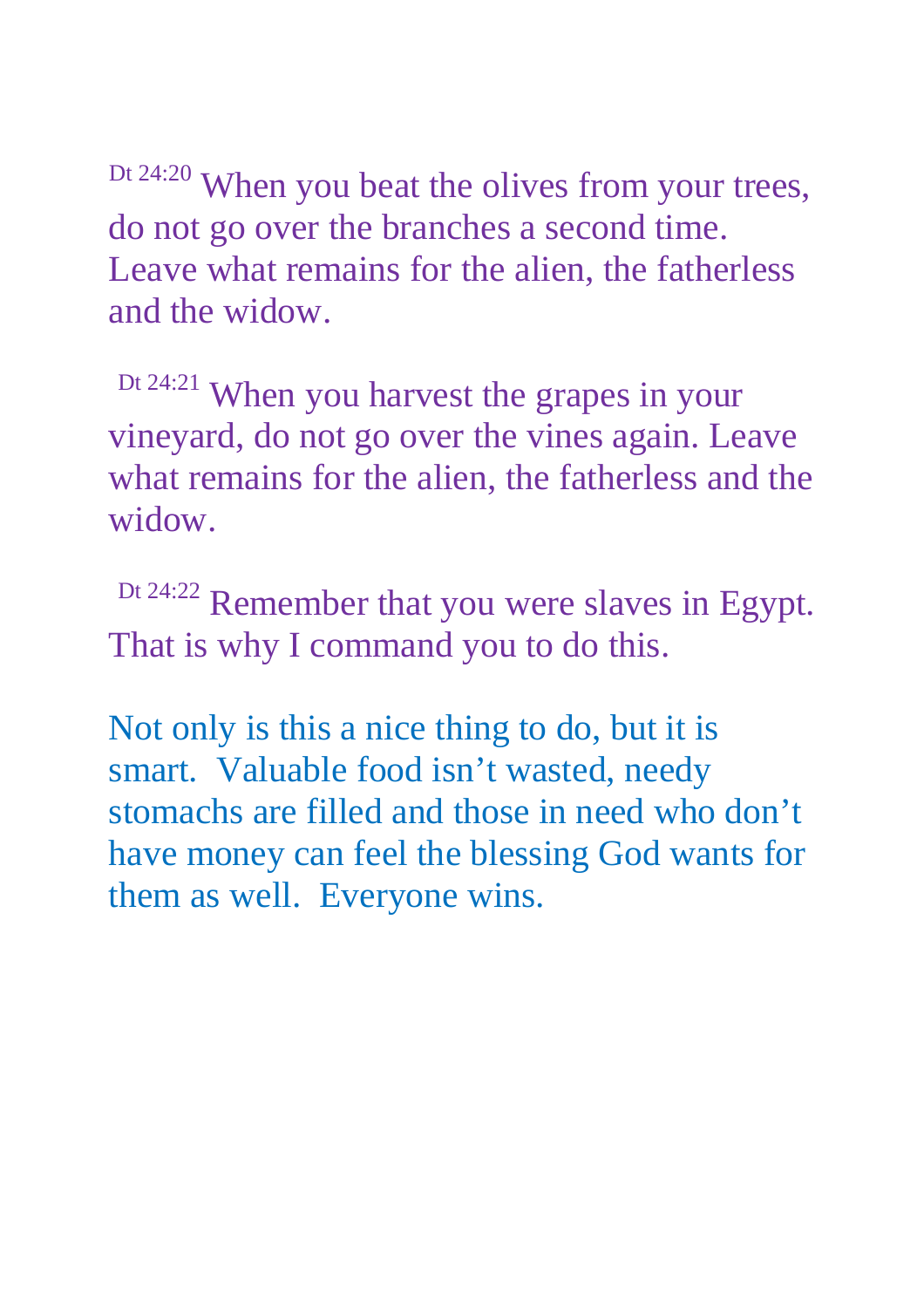Dt 24:20 When you beat the olives from your trees, do not go over the branches a second time. Leave what remains for the alien, the fatherless and the widow.

Dt 24:21 When you harvest the grapes in your vineyard, do not go over the vines again. Leave what remains for the alien, the fatherless and the widow.

Dt 24:22 Remember that you were slaves in Egypt. That is why I command you to do this.

Not only is this a nice thing to do, but it is smart. Valuable food isn't wasted, needy stomachs are filled and those in need who don't have money can feel the blessing God wants for them as well. Everyone wins.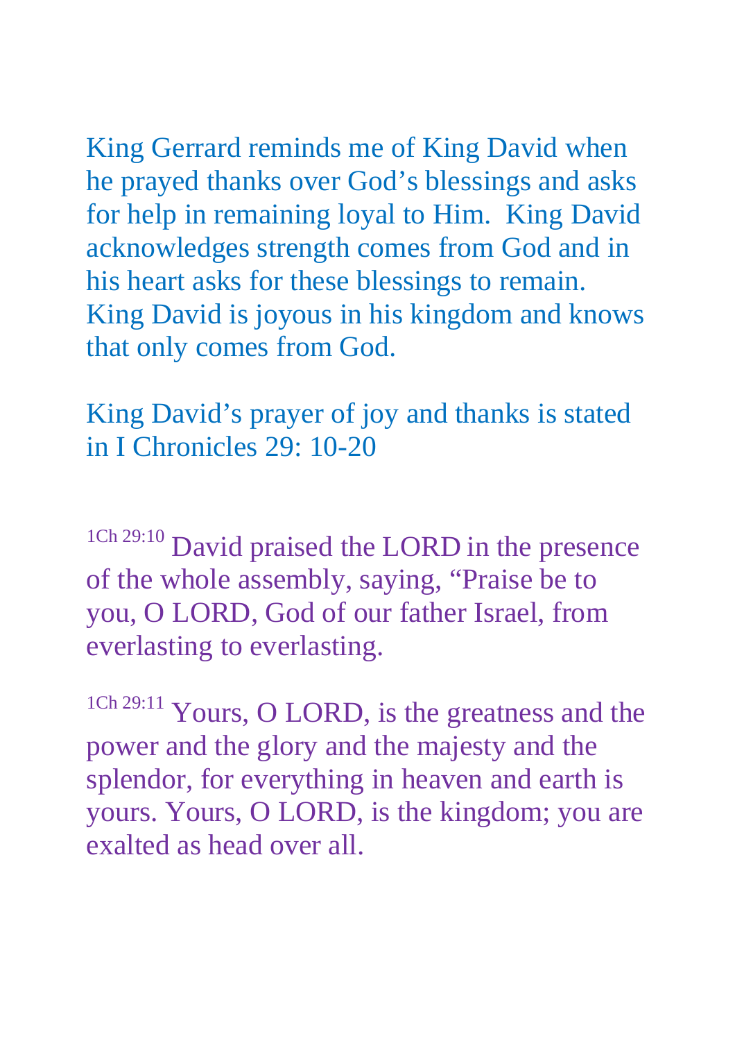King Gerrard reminds me of King David when he prayed thanks over God's blessings and asks for help in remaining loyal to Him.  King David acknowledges strength comes from God and in his heart asks for these blessings to remain.  King David is joyous in his kingdom and knows that only comes from God.

King David's prayer of joy and thanks is stated in I Chronicles 29: 10-20

[1Ch 29:10] David praised the LORD in the presence of the whole assembly, saying, "Praise be to you, O LORD, God of our father Israel, from everlasting to everlasting.

[1Ch 29:11] Yours, O LORD, is the greatness and the power and the glory and the majesty and the splendor, for everything in heaven and earth is yours. Yours, O LORD, is the kingdom; you are exalted as head over all.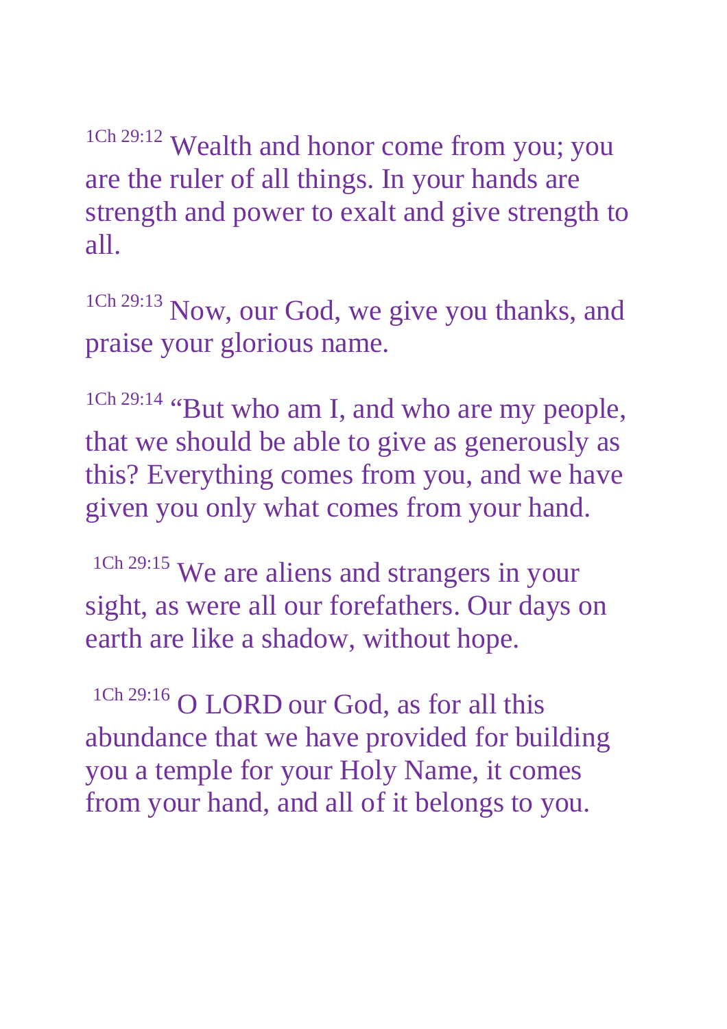[1Ch 29:12] Wealth and honor come from you; you are the ruler of all things. In your hands are strength and power to exalt and give strength to all.

[1Ch 29:13] Now, our God, we give you thanks, and praise your glorious name.

[1Ch 29:14] "But who am I, and who are my people, that we should be able to give as generously as this? Everything comes from you, and we have given you only what comes from your hand.

[1Ch 29:15] We are aliens and strangers in your sight, as were all our forefathers. Our days on earth are like a shadow, without hope.

[1Ch 29:16] O LORD our God, as for all this abundance that we have provided for building you a temple for your Holy Name, it comes from your hand, and all of it belongs to you.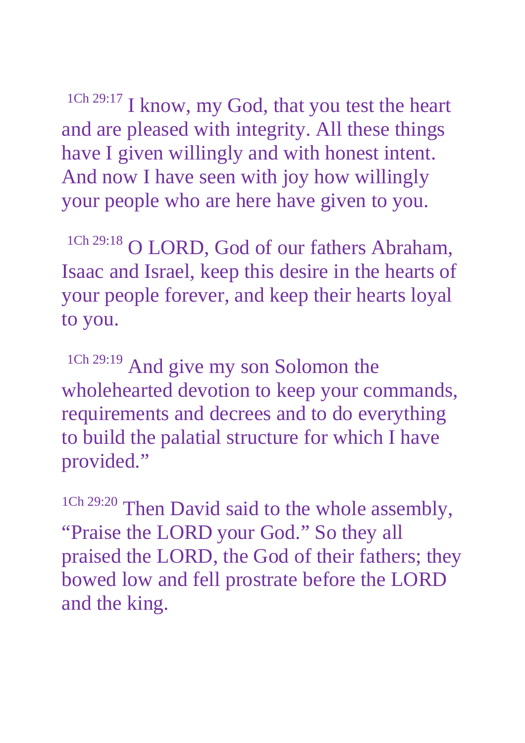[1Ch 29:17] I know, my God, that you test the heart and are pleased with integrity. All these things have I given willingly and with honest intent. And now I have seen with joy how willingly your people who are here have given to you.

[1Ch 29:18] O LORD, God of our fathers Abraham, Isaac and Israel, keep this desire in the hearts of your people forever, and keep their hearts loyal to you.

[1Ch 29:19] And give my son Solomon the wholehearted devotion to keep your commands, requirements and decrees and to do everything to build the palatial structure for which I have provided."

[1Ch 29:20] Then David said to the whole assembly, "Praise the LORD your God." So they all praised the LORD, the God of their fathers; they bowed low and fell prostrate before the LORD and the king.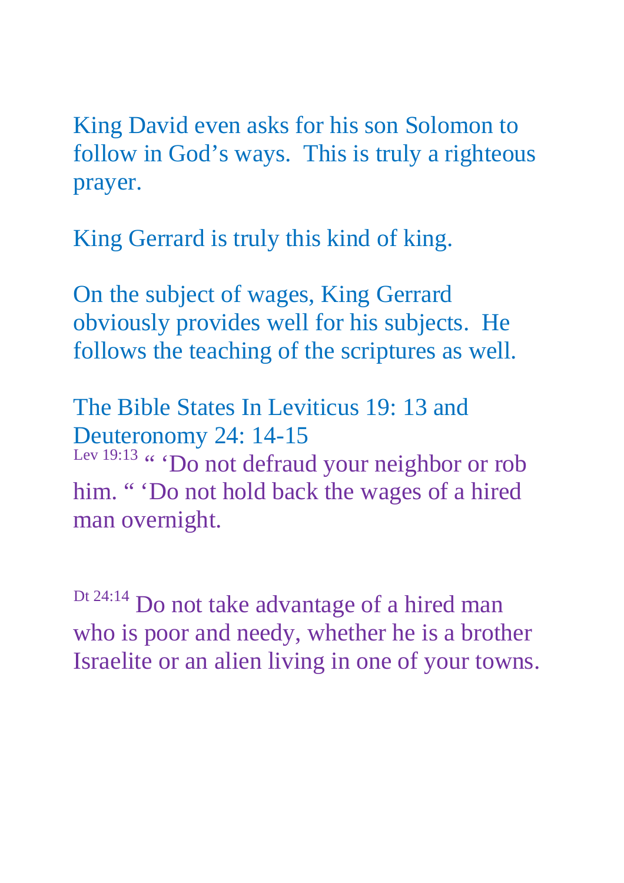King David even asks for his son Solomon to follow in God's ways. This is truly a righteous prayer.

King Gerrard is truly this kind of king.

On the subject of wages, King Gerrard obviously provides well for his subjects. He follows the teaching of the scriptures as well.

The Bible States In Leviticus 19: 13 and Deuteronomy 24: 14-15
Lev 19:13 " 'Do not defraud your neighbor or rob him. " 'Do not hold back the wages of a hired man overnight.

Dt 24:14 Do not take advantage of a hired man who is poor and needy, whether he is a brother Israelite or an alien living in one of your towns.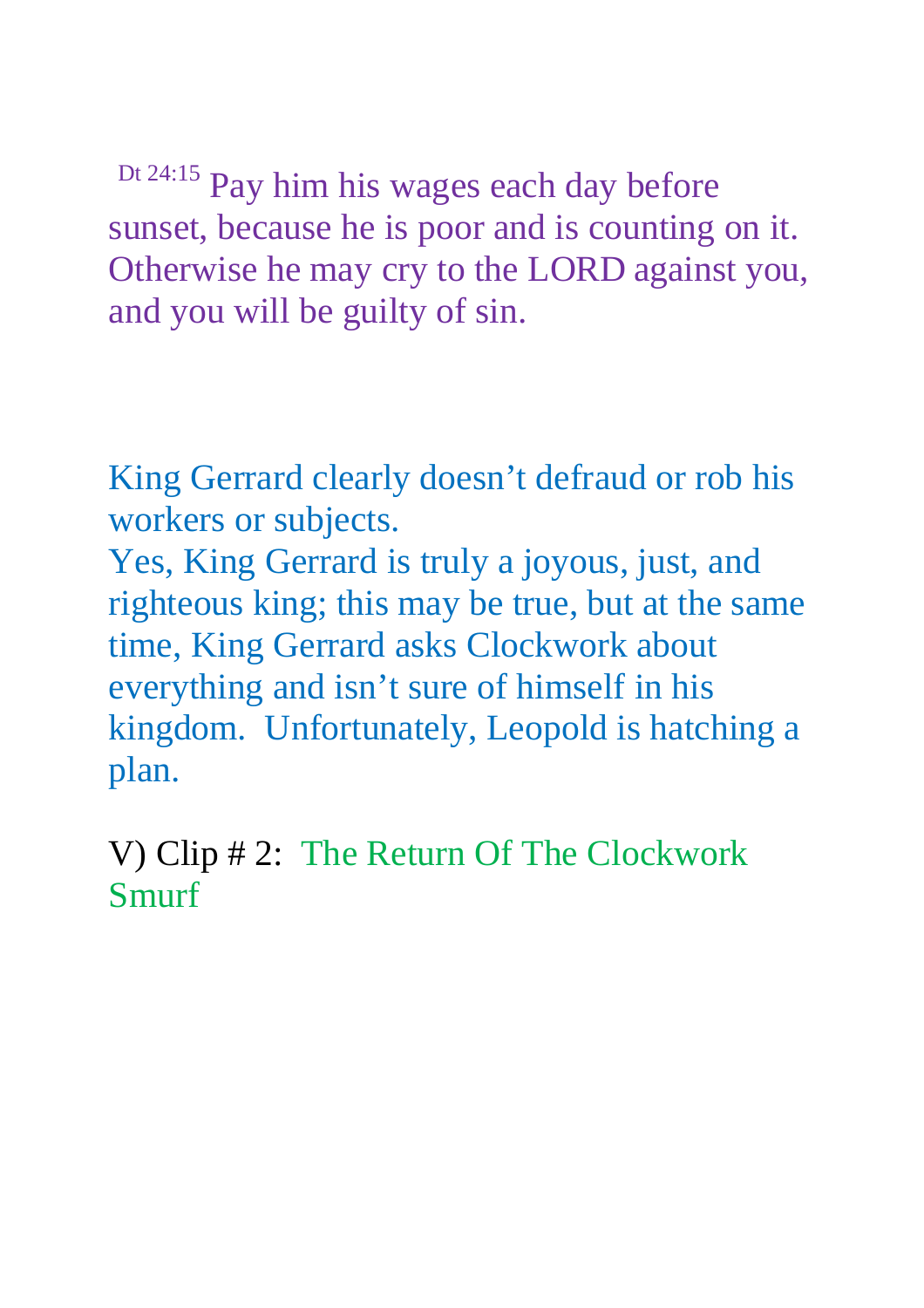[Dt 24:15] Pay him his wages each day before sunset, because he is poor and is counting on it. Otherwise he may cry to the LORD against you, and you will be guilty of sin.

King Gerrard clearly doesn't defraud or rob his workers or subjects.
Yes, King Gerrard is truly a joyous, just, and righteous king; this may be true, but at the same time, King Gerrard asks Clockwork about everything and isn't sure of himself in his kingdom. Unfortunately, Leopold is hatching a plan.

V) Clip # 2: The Return Of The Clockwork Smurf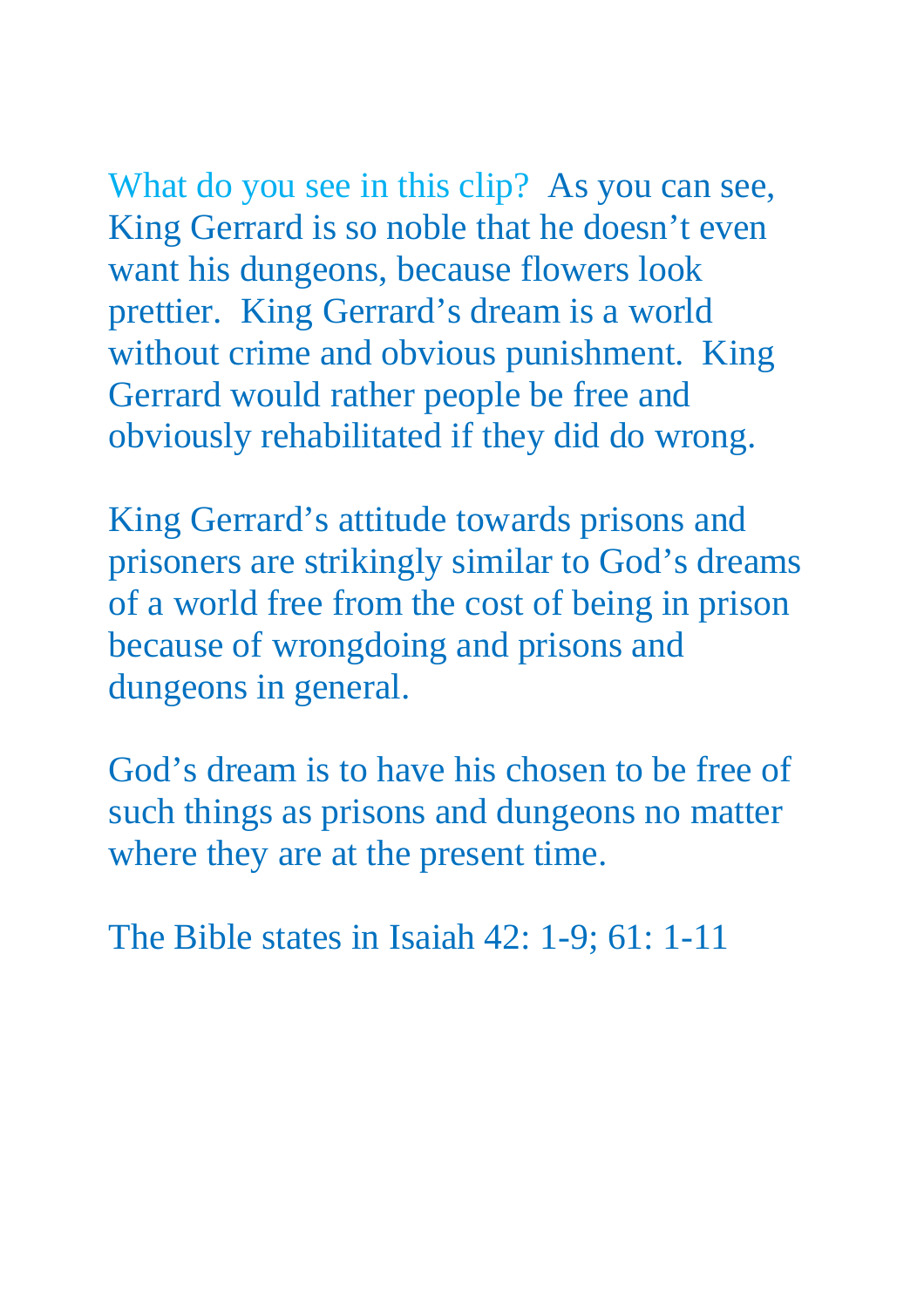What do you see in this clip? As you can see, King Gerrard is so noble that he doesn't even want his dungeons, because flowers look prettier. King Gerrard's dream is a world without crime and obvious punishment. King Gerrard would rather people be free and obviously rehabilitated if they did do wrong.

King Gerrard's attitude towards prisons and prisoners are strikingly similar to God's dreams of a world free from the cost of being in prison because of wrongdoing and prisons and dungeons in general.

God's dream is to have his chosen to be free of such things as prisons and dungeons no matter where they are at the present time.

The Bible states in Isaiah 42: 1-9; 61: 1-11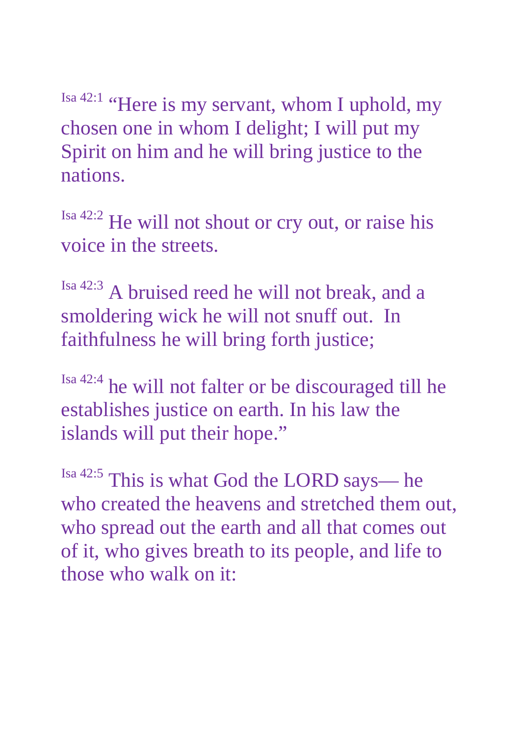[Isa 42:1] “Here is my servant, whom I uphold, my chosen one in whom I delight; I will put my Spirit on him and he will bring justice to the nations.

[Isa 42:2] He will not shout or cry out, or raise his voice in the streets.

[Isa 42:3] A bruised reed he will not break, and a smoldering wick he will not snuff out.  In faithfulness he will bring forth justice;

[Isa 42:4] he will not falter or be discouraged till he establishes justice on earth. In his law the islands will put their hope.”

[Isa 42:5] This is what God the LORD says— he who created the heavens and stretched them out, who spread out the earth and all that comes out of it, who gives breath to its people, and life to those who walk on it: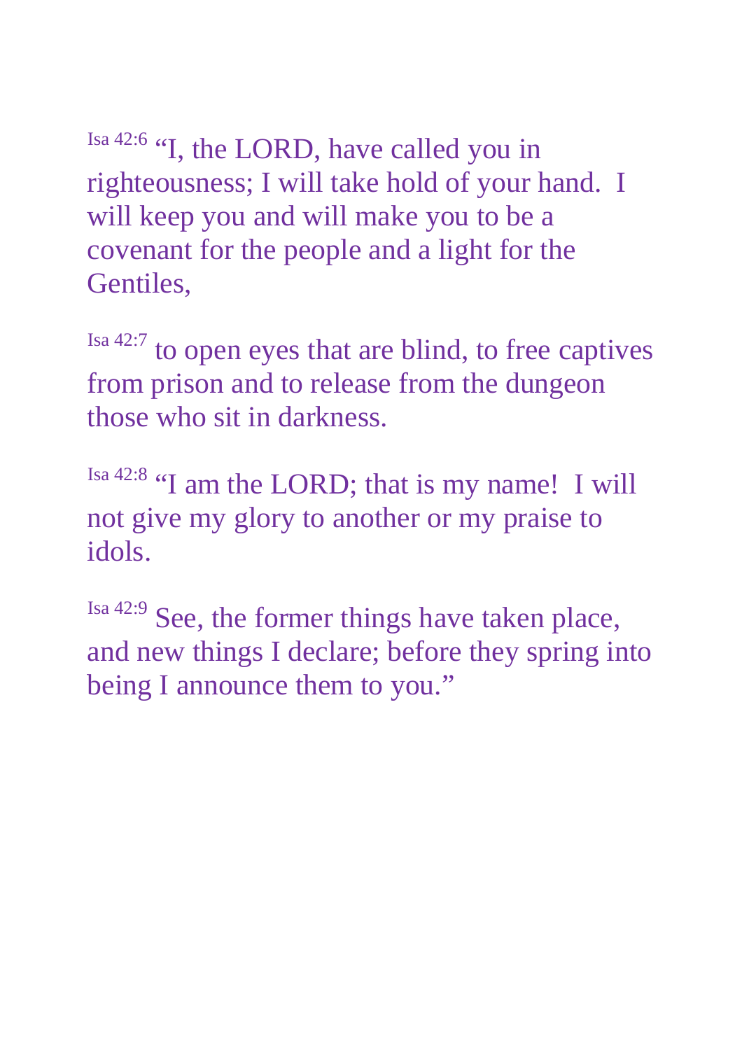Isa 42:6 “I, the LORD, have called you in righteousness; I will take hold of your hand. I will keep you and will make you to be a covenant for the people and a light for the Gentiles,

Isa 42:7 to open eyes that are blind, to free captives from prison and to release from the dungeon those who sit in darkness.

Isa 42:8 “I am the LORD; that is my name! I will not give my glory to another or my praise to idols.

Isa 42:9 See, the former things have taken place, and new things I declare; before they spring into being I announce them to you.”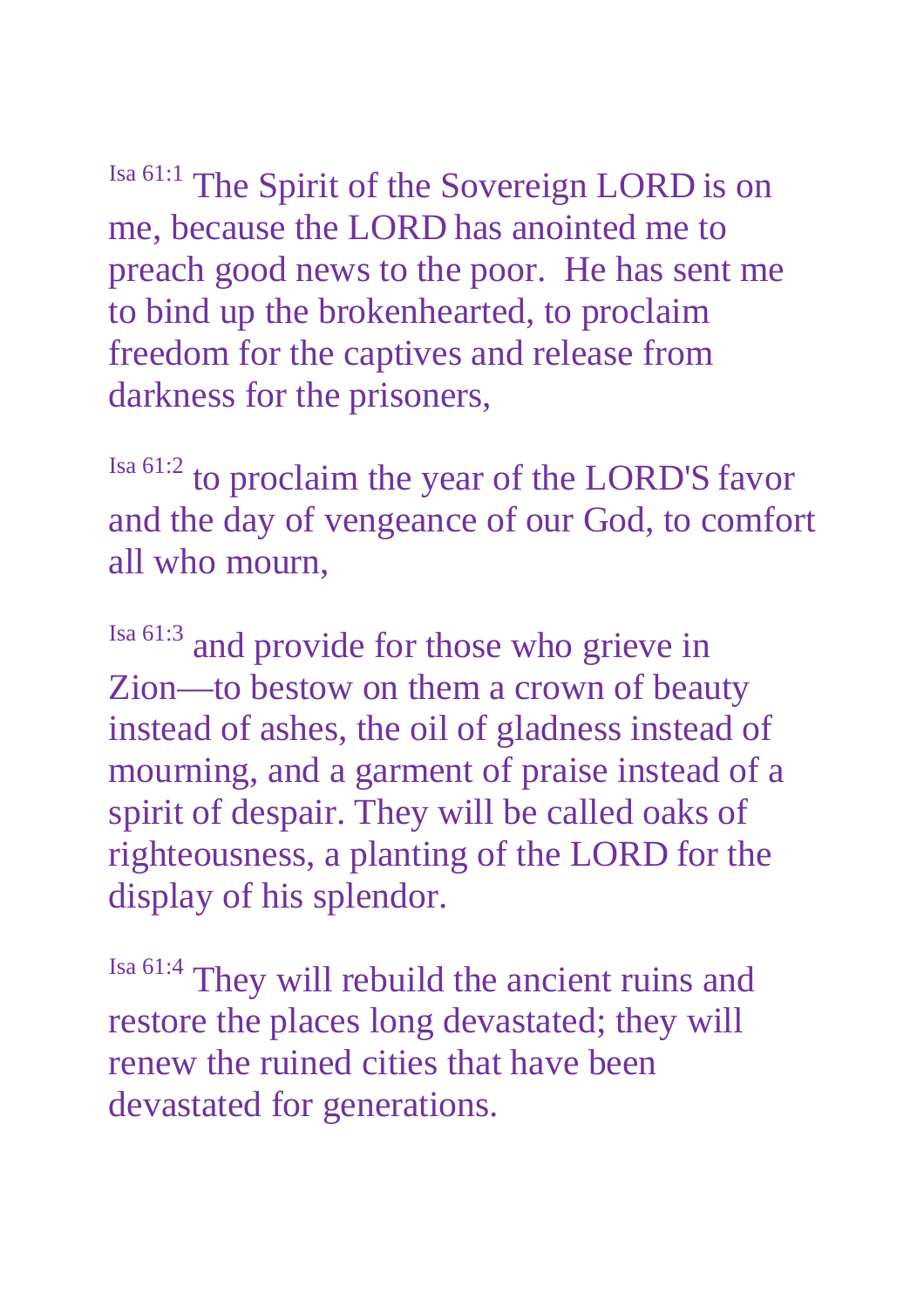Isa 61:1 The Spirit of the Sovereign LORD is on me, because the LORD has anointed me to preach good news to the poor. He has sent me to bind up the brokenhearted, to proclaim freedom for the captives and release from darkness for the prisoners,

Isa 61:2 to proclaim the year of the LORD'S favor and the day of vengeance of our God, to comfort all who mourn,

Isa 61:3 and provide for those who grieve in Zion—to bestow on them a crown of beauty instead of ashes, the oil of gladness instead of mourning, and a garment of praise instead of a spirit of despair. They will be called oaks of righteousness, a planting of the LORD for the display of his splendor.

Isa 61:4 They will rebuild the ancient ruins and restore the places long devastated; they will renew the ruined cities that have been devastated for generations.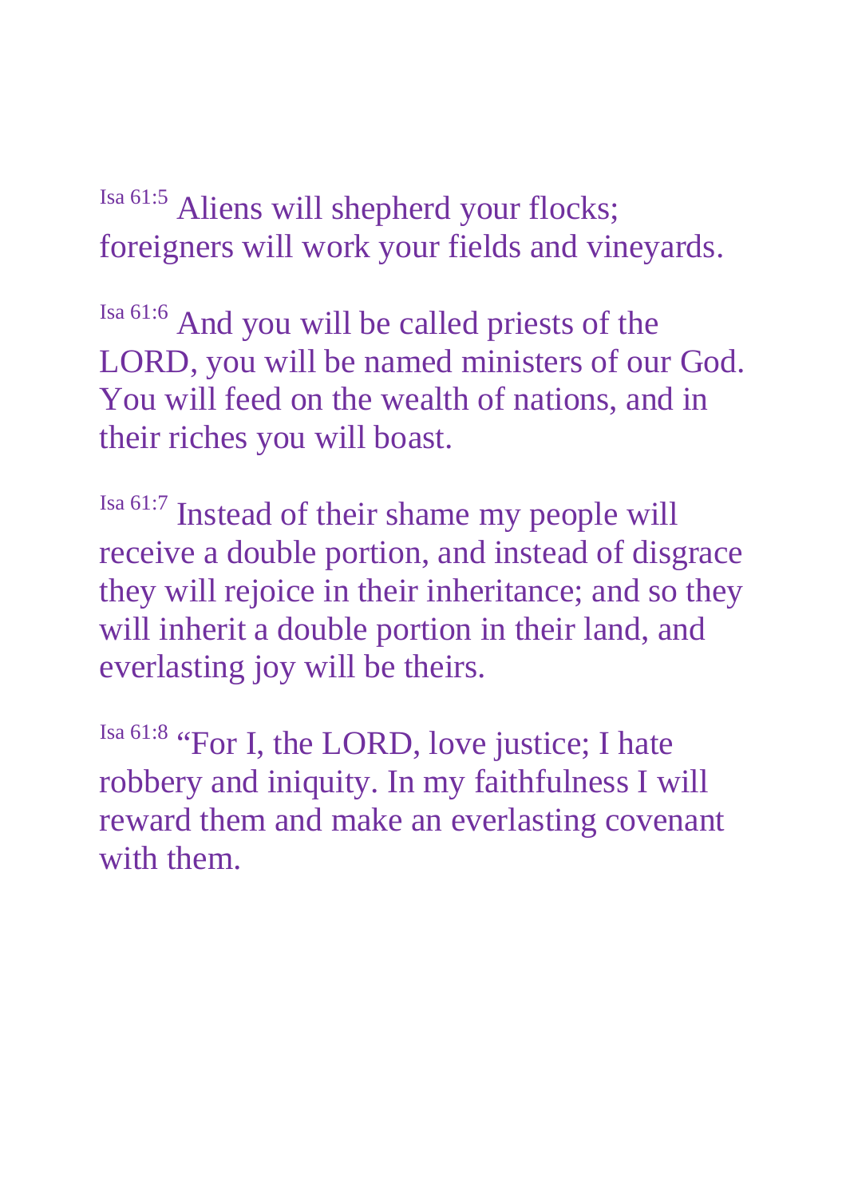[Isa 61:5] Aliens will shepherd your flocks; foreigners will work your fields and vineyards.

[Isa 61:6] And you will be called priests of the LORD, you will be named ministers of our God. You will feed on the wealth of nations, and in their riches you will boast.

[Isa 61:7] Instead of their shame my people will receive a double portion, and instead of disgrace they will rejoice in their inheritance; and so they will inherit a double portion in their land, and everlasting joy will be theirs.

[Isa 61:8] "For I, the LORD, love justice; I hate robbery and iniquity. In my faithfulness I will reward them and make an everlasting covenant with them.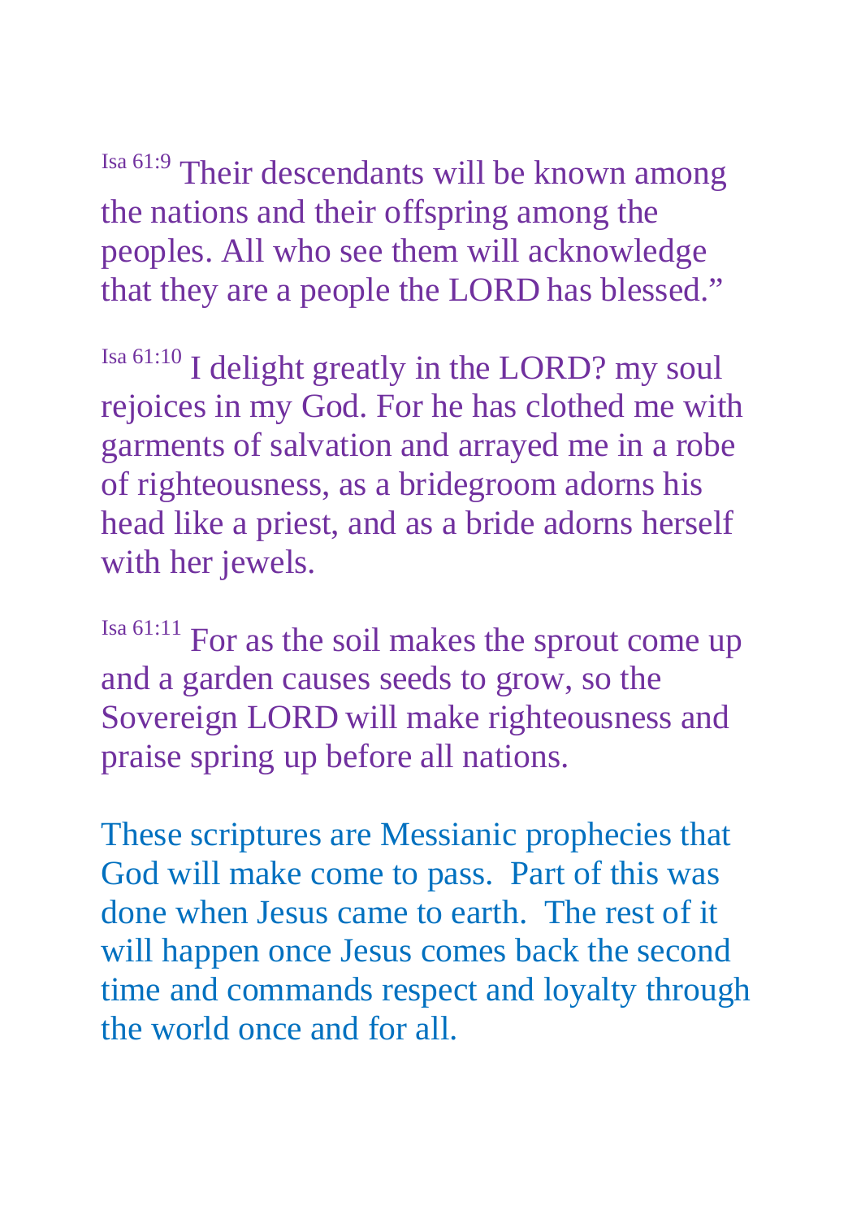Isa 61:9 Their descendants will be known among the nations and their offspring among the peoples. All who see them will acknowledge that they are a people the LORD has blessed."

Isa 61:10 I delight greatly in the LORD? my soul rejoices in my God. For he has clothed me with garments of salvation and arrayed me in a robe of righteousness, as a bridegroom adorns his head like a priest, and as a bride adorns herself with her jewels.

Isa 61:11 For as the soil makes the sprout come up and a garden causes seeds to grow, so the Sovereign LORD will make righteousness and praise spring up before all nations.

These scriptures are Messianic prophecies that God will make come to pass. Part of this was done when Jesus came to earth. The rest of it will happen once Jesus comes back the second time and commands respect and loyalty through the world once and for all.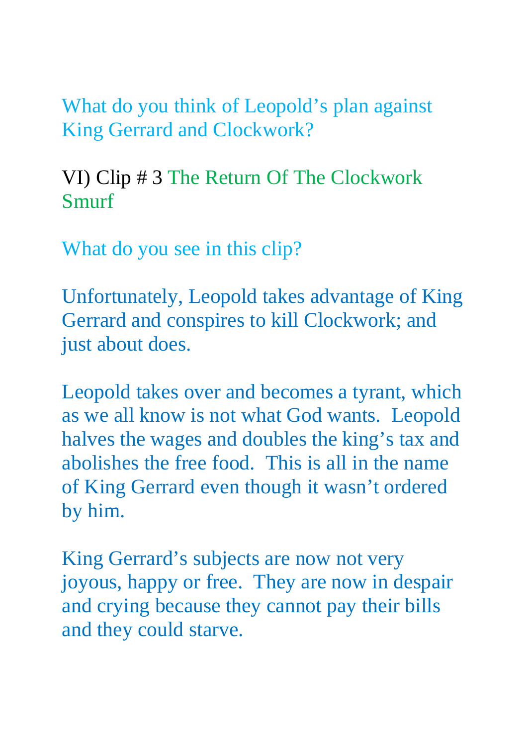What do you think of Leopold's plan against King Gerrard and Clockwork?

VI) Clip # 3 The Return Of The Clockwork Smurf

What do you see in this clip?

Unfortunately, Leopold takes advantage of King Gerrard and conspires to kill Clockwork; and just about does.

Leopold takes over and becomes a tyrant, which as we all know is not what God wants.  Leopold halves the wages and doubles the king's tax and abolishes the free food.  This is all in the name of King Gerrard even though it wasn't ordered by him.

King Gerrard's subjects are now not very joyous, happy or free.  They are now in despair and crying because they cannot pay their bills and they could starve.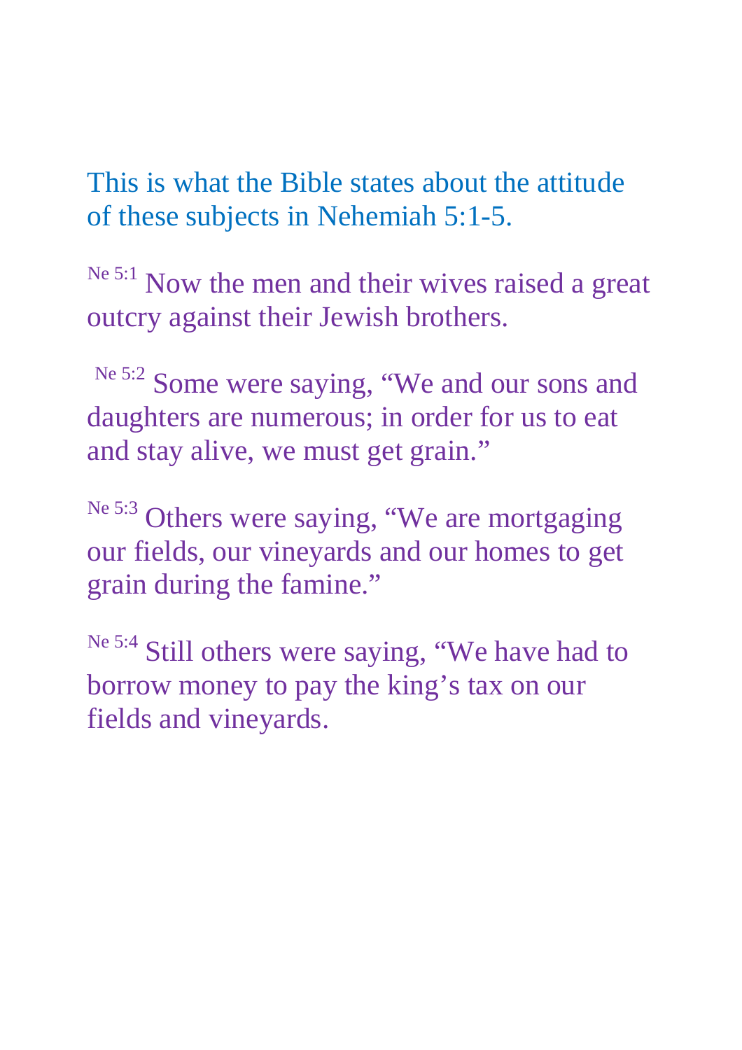This is what the Bible states about the attitude of these subjects in Nehemiah 5:1-5.

[Ne 5:1] Now the men and their wives raised a great outcry against their Jewish brothers.

[Ne 5:2] Some were saying, “We and our sons and daughters are numerous; in order for us to eat and stay alive, we must get grain.”

[Ne 5:3] Others were saying, “We are mortgaging our fields, our vineyards and our homes to get grain during the famine.”

[Ne 5:4] Still others were saying, “We have had to borrow money to pay the king’s tax on our fields and vineyards.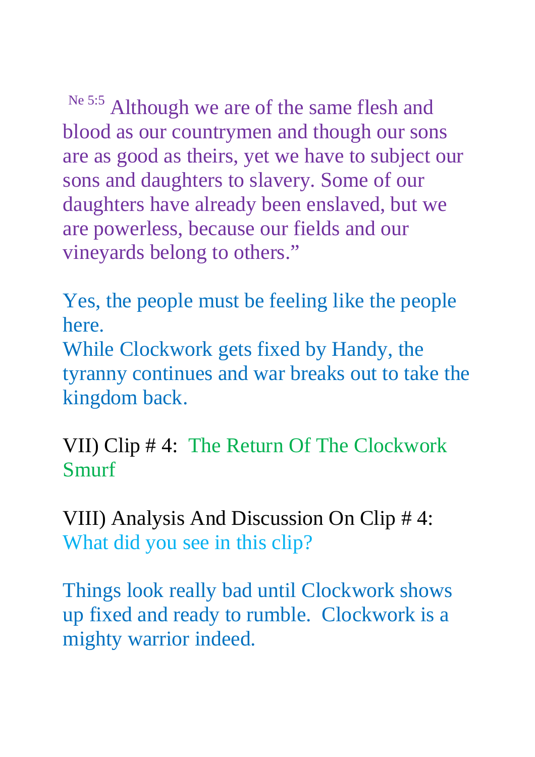Ne 5:5 Although we are of the same flesh and blood as our countrymen and though our sons are as good as theirs, yet we have to subject our sons and daughters to slavery. Some of our daughters have already been enslaved, but we are powerless, because our fields and our vineyards belong to others."

Yes, the people must be feeling like the people here.
While Clockwork gets fixed by Handy, the tyranny continues and war breaks out to take the kingdom back.

VII) Clip # 4: The Return Of The Clockwork Smurf

VIII) Analysis And Discussion On Clip # 4: What did you see in this clip?

Things look really bad until Clockwork shows up fixed and ready to rumble. Clockwork is a mighty warrior indeed.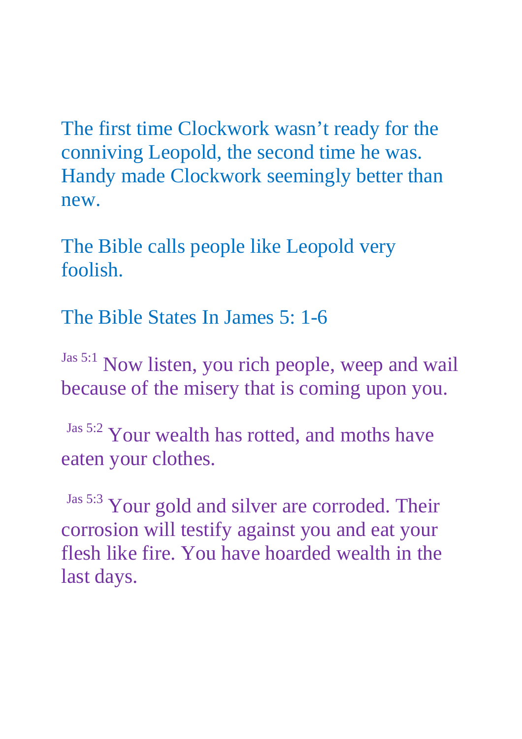The first time Clockwork wasn't ready for the conniving Leopold, the second time he was. Handy made Clockwork seemingly better than new.

The Bible calls people like Leopold very foolish.

The Bible States In James 5: 1-6

Jas 5:1 Now listen, you rich people, weep and wail because of the misery that is coming upon you.

Jas 5:2 Your wealth has rotted, and moths have eaten your clothes.

Jas 5:3 Your gold and silver are corroded. Their corrosion will testify against you and eat your flesh like fire. You have hoarded wealth in the last days.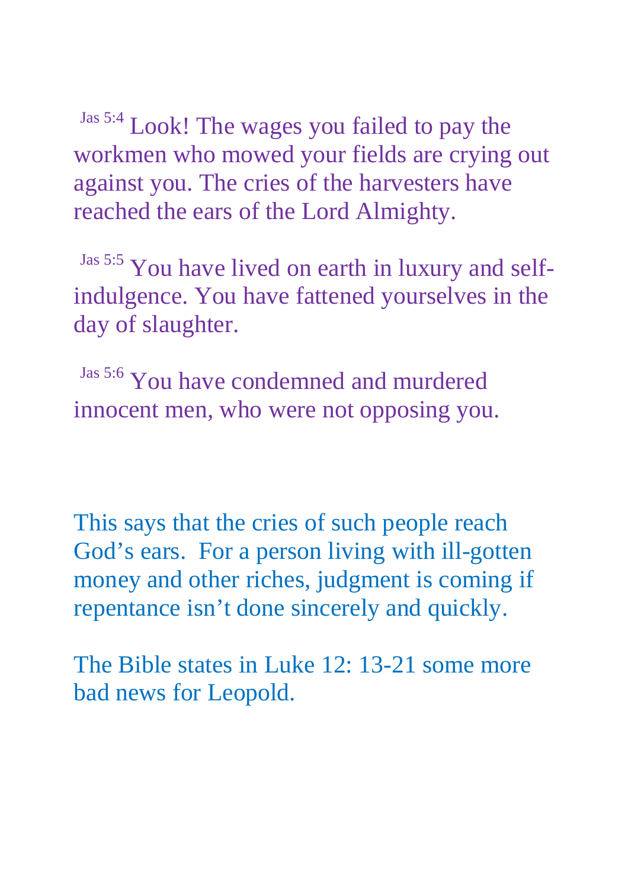Jas 5:4 Look! The wages you failed to pay the workmen who mowed your fields are crying out against you. The cries of the harvesters have reached the ears of the Lord Almighty.

Jas 5:5 You have lived on earth in luxury and self-indulgence. You have fattened yourselves in the day of slaughter.

Jas 5:6 You have condemned and murdered innocent men, who were not opposing you.

This says that the cries of such people reach God's ears. For a person living with ill-gotten money and other riches, judgment is coming if repentance isn't done sincerely and quickly.

The Bible states in Luke 12: 13-21 some more bad news for Leopold.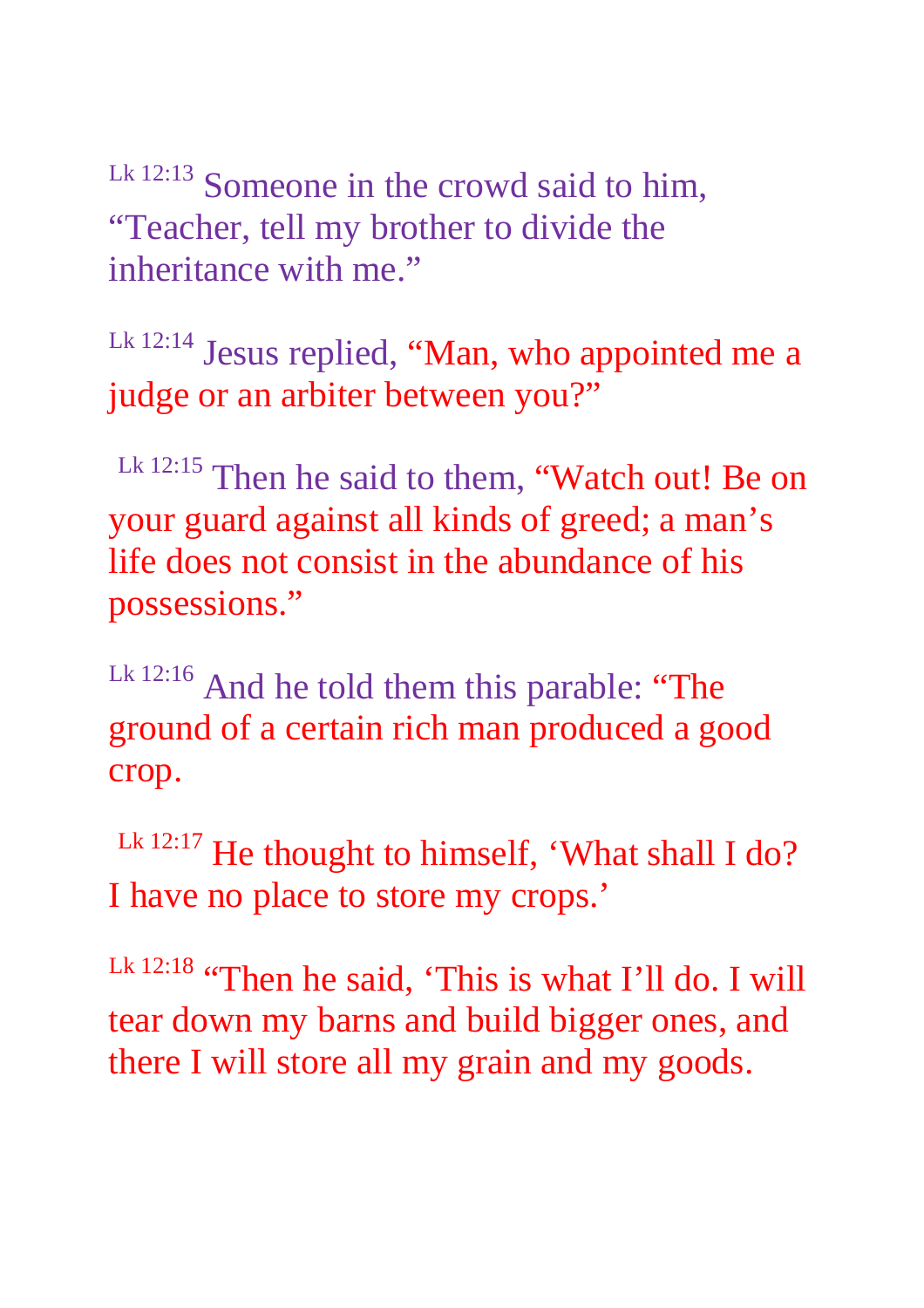Lk 12:13 Someone in the crowd said to him, "Teacher, tell my brother to divide the inheritance with me."

Lk 12:14 Jesus replied, "Man, who appointed me a judge or an arbiter between you?"

Lk 12:15 Then he said to them, "Watch out! Be on your guard against all kinds of greed; a man's life does not consist in the abundance of his possessions."

Lk 12:16 And he told them this parable: "The ground of a certain rich man produced a good crop.

Lk 12:17 He thought to himself, 'What shall I do? I have no place to store my crops.'

Lk 12:18 "Then he said, 'This is what I'll do. I will tear down my barns and build bigger ones, and there I will store all my grain and my goods.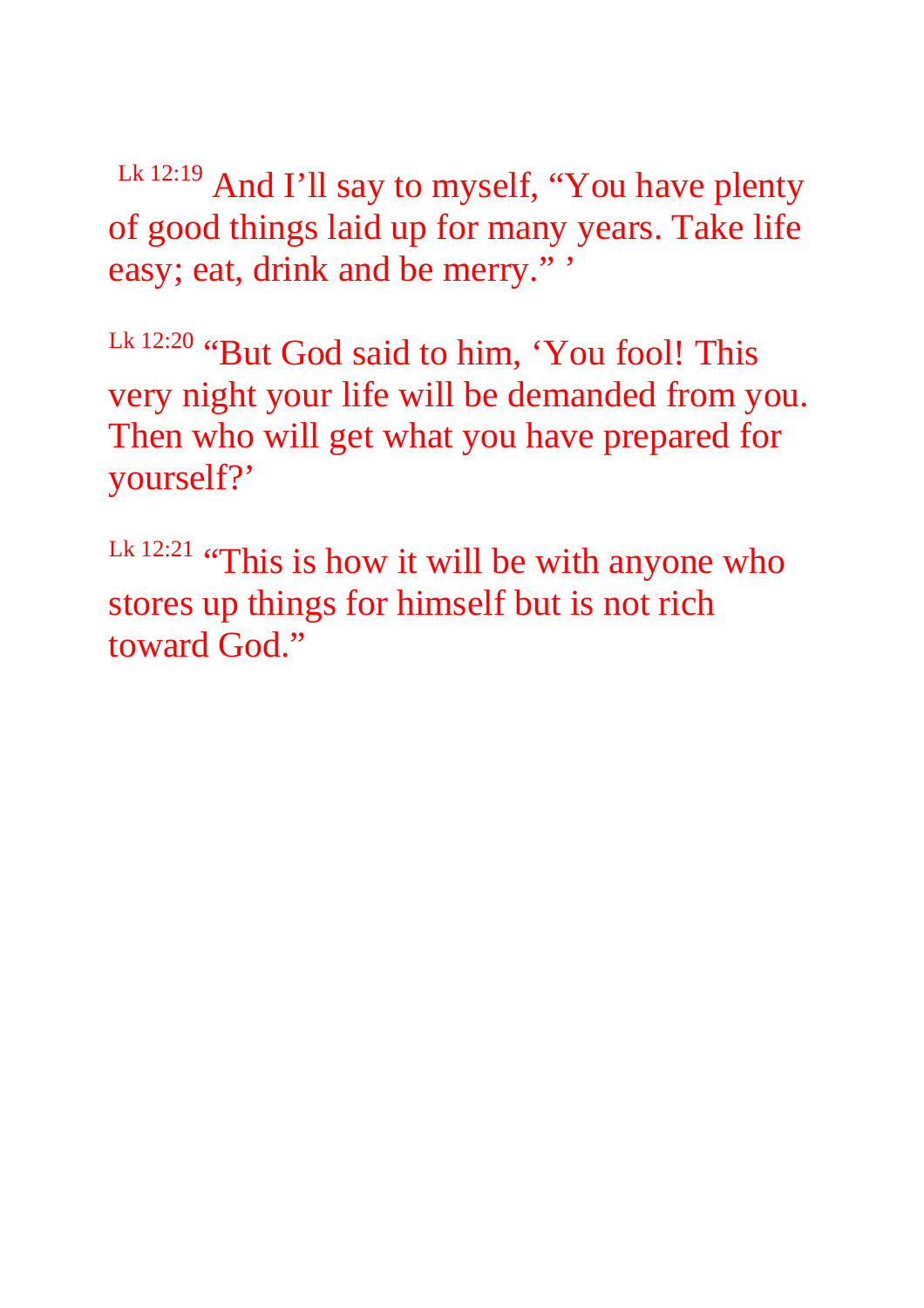Lk 12:19 And I’ll say to myself, “You have plenty of good things laid up for many years. Take life easy; eat, drink and be merry.” ’

Lk 12:20 “But God said to him, ‘You fool! This very night your life will be demanded from you. Then who will get what you have prepared for yourself?’

Lk 12:21 “This is how it will be with anyone who stores up things for himself but is not rich toward God.”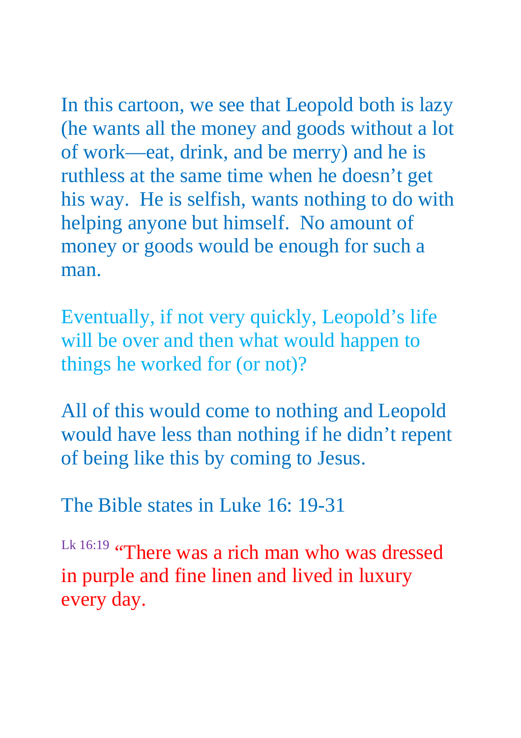In this cartoon, we see that Leopold both is lazy (he wants all the money and goods without a lot of work—eat, drink, and be merry) and he is ruthless at the same time when he doesn't get his way.  He is selfish, wants nothing to do with helping anyone but himself.  No amount of money or goods would be enough for such a man.

Eventually, if not very quickly, Leopold's life will be over and then what would happen to things he worked for (or not)?

All of this would come to nothing and Leopold would have less than nothing if he didn't repent of being like this by coming to Jesus.

The Bible states in Luke 16: 19-31

Lk 16:19 "There was a rich man who was dressed in purple and fine linen and lived in luxury every day.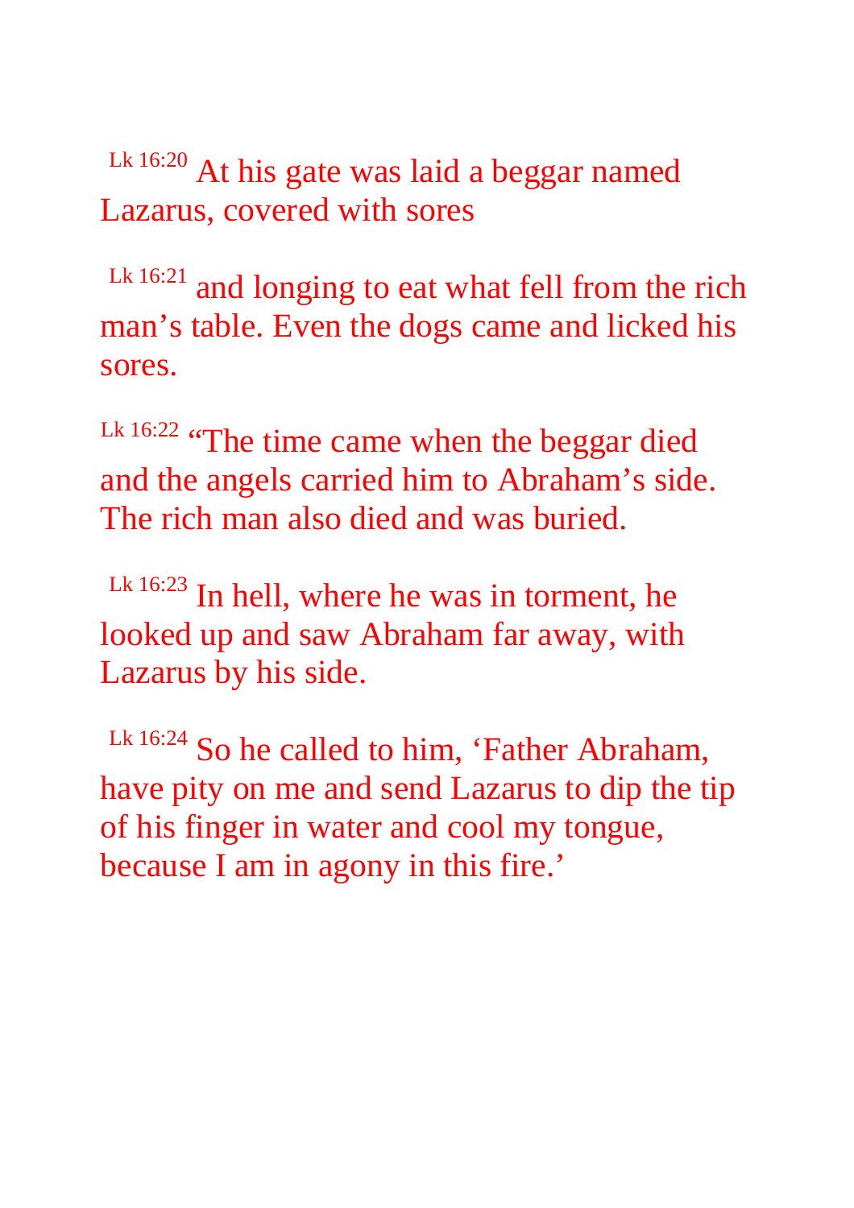[Lk 16:20] At his gate was laid a beggar named Lazarus, covered with sores

[Lk 16:21] and longing to eat what fell from the rich man’s table. Even the dogs came and licked his sores.

[Lk 16:22] “The time came when the beggar died and the angels carried him to Abraham’s side. The rich man also died and was buried.

[Lk 16:23] In hell, where he was in torment, he looked up and saw Abraham far away, with Lazarus by his side.

[Lk 16:24] So he called to him, ‘Father Abraham, have pity on me and send Lazarus to dip the tip of his finger in water and cool my tongue, because I am in agony in this fire.’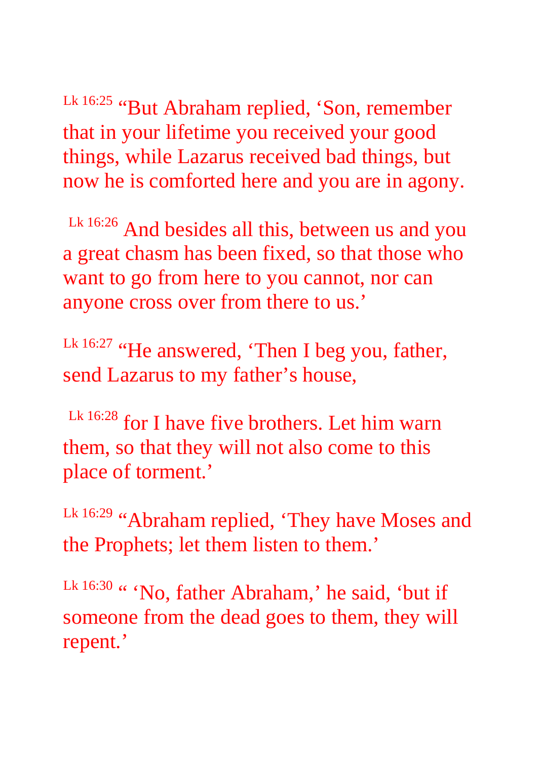Lk 16:25 “But Abraham replied, ‘Son, remember that in your lifetime you received your good things, while Lazarus received bad things, but now he is comforted here and you are in agony.

Lk 16:26 And besides all this, between us and you a great chasm has been fixed, so that those who want to go from here to you cannot, nor can anyone cross over from there to us.’

Lk 16:27 “He answered, ‘Then I beg you, father, send Lazarus to my father’s house,

Lk 16:28 for I have five brothers. Let him warn them, so that they will not also come to this place of torment.’

Lk 16:29 “Abraham replied, ‘They have Moses and the Prophets; let them listen to them.’

Lk 16:30 “ ‘No, father Abraham,’ he said, ‘but if someone from the dead goes to them, they will repent.’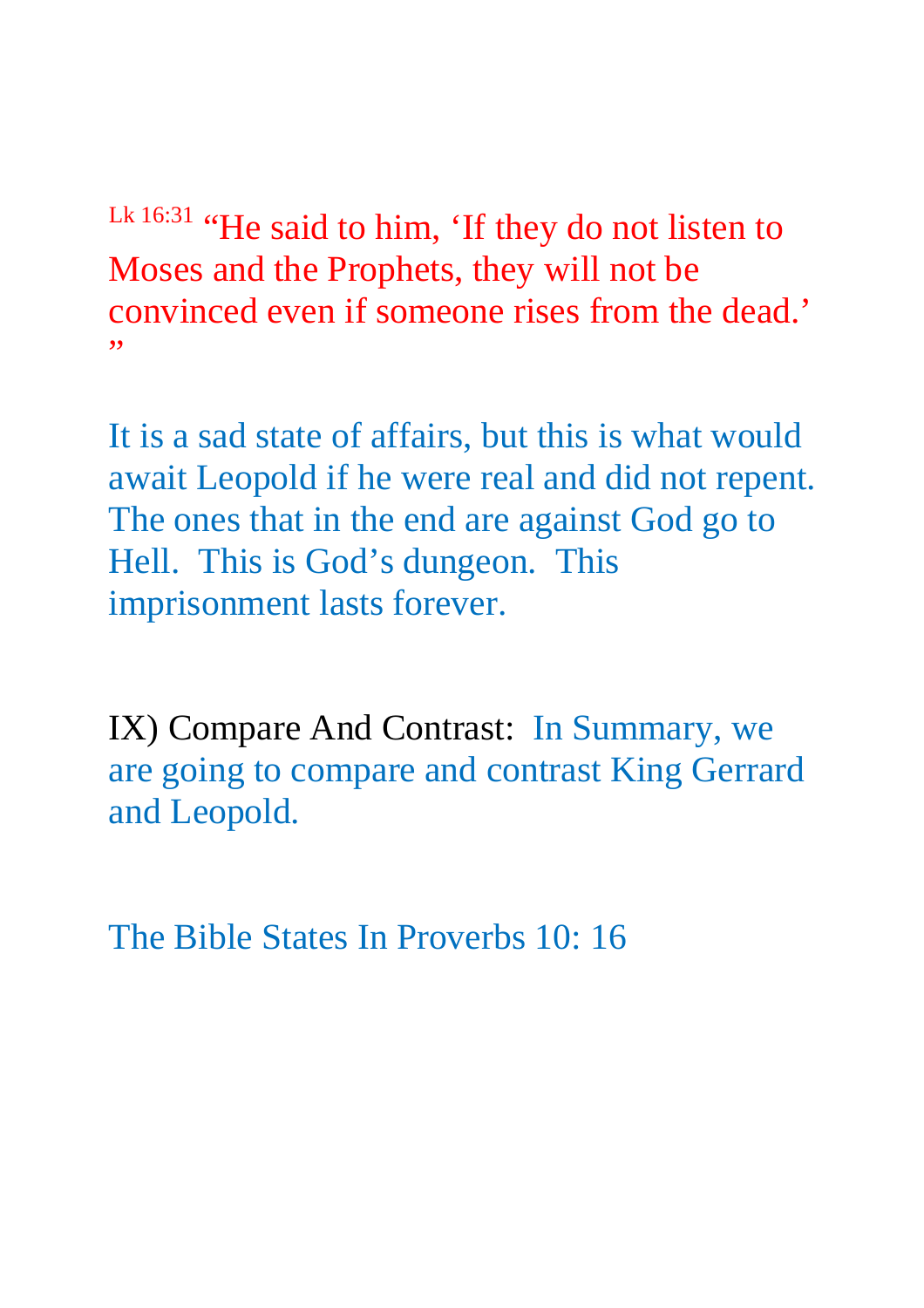Lk 16:31 “He said to him, ‘If they do not listen to Moses and the Prophets, they will not be convinced even if someone rises from the dead.’ ”

It is a sad state of affairs, but this is what would await Leopold if he were real and did not repent. The ones that in the end are against God go to Hell. This is God’s dungeon. This imprisonment lasts forever.

IX) Compare And Contrast: In Summary, we are going to compare and contrast King Gerrard and Leopold.

The Bible States In Proverbs 10: 16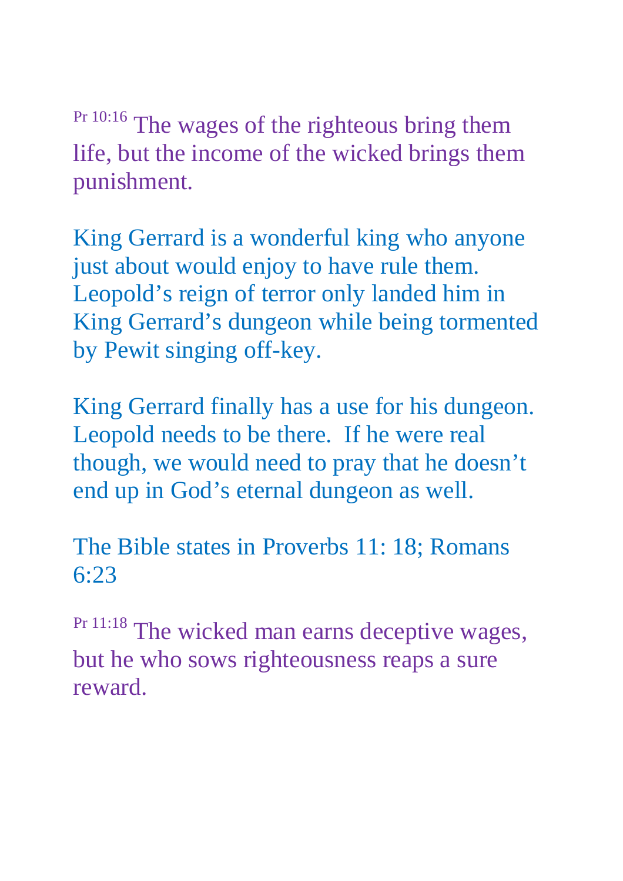Pr 10:16 The wages of the righteous bring them life, but the income of the wicked brings them punishment.

King Gerrard is a wonderful king who anyone just about would enjoy to have rule them. Leopold's reign of terror only landed him in King Gerrard's dungeon while being tormented by Pewit singing off-key.

King Gerrard finally has a use for his dungeon. Leopold needs to be there. If he were real though, we would need to pray that he doesn't end up in God's eternal dungeon as well.

The Bible states in Proverbs 11: 18; Romans 6:23

Pr 11:18 The wicked man earns deceptive wages, but he who sows righteousness reaps a sure reward.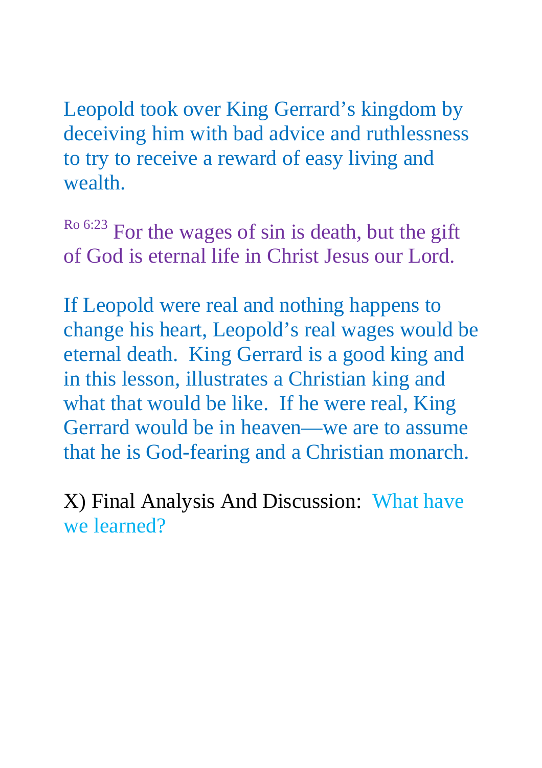Leopold took over King Gerrard's kingdom by deceiving him with bad advice and ruthlessness to try to receive a reward of easy living and wealth.

Ro 6:23 For the wages of sin is death, but the gift of God is eternal life in Christ Jesus our Lord.

If Leopold were real and nothing happens to change his heart, Leopold's real wages would be eternal death. King Gerrard is a good king and in this lesson, illustrates a Christian king and what that would be like. If he were real, King Gerrard would be in heaven—we are to assume that he is God-fearing and a Christian monarch.

X) Final Analysis And Discussion: What have we learned?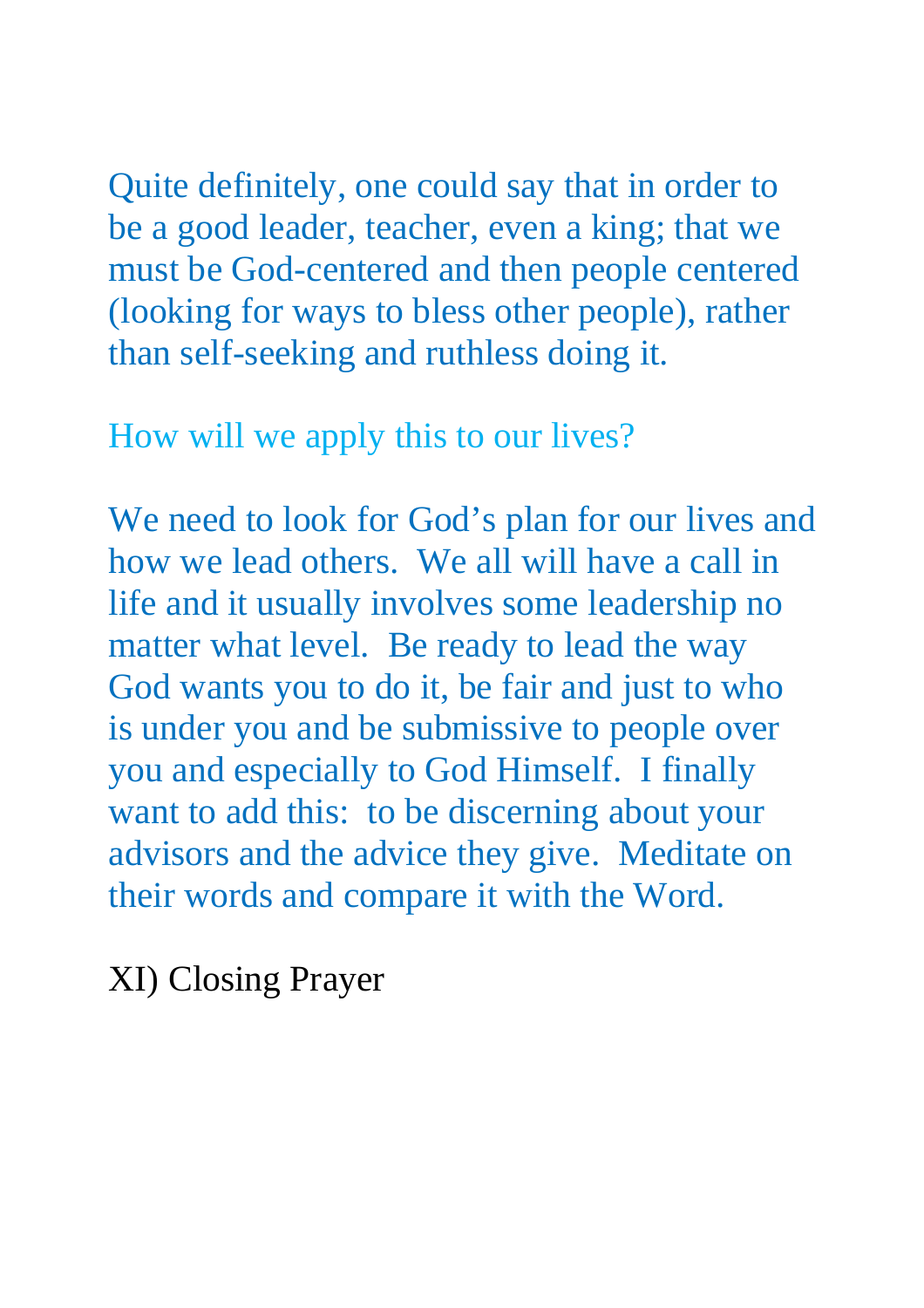Quite definitely, one could say that in order to be a good leader, teacher, even a king; that we must be God-centered and then people centered (looking for ways to bless other people), rather than self-seeking and ruthless doing it.

How will we apply this to our lives?

We need to look for God's plan for our lives and how we lead others. We all will have a call in life and it usually involves some leadership no matter what level. Be ready to lead the way God wants you to do it, be fair and just to who is under you and be submissive to people over you and especially to God Himself. I finally want to add this: to be discerning about your advisors and the advice they give. Meditate on their words and compare it with the Word.

XI) Closing Prayer